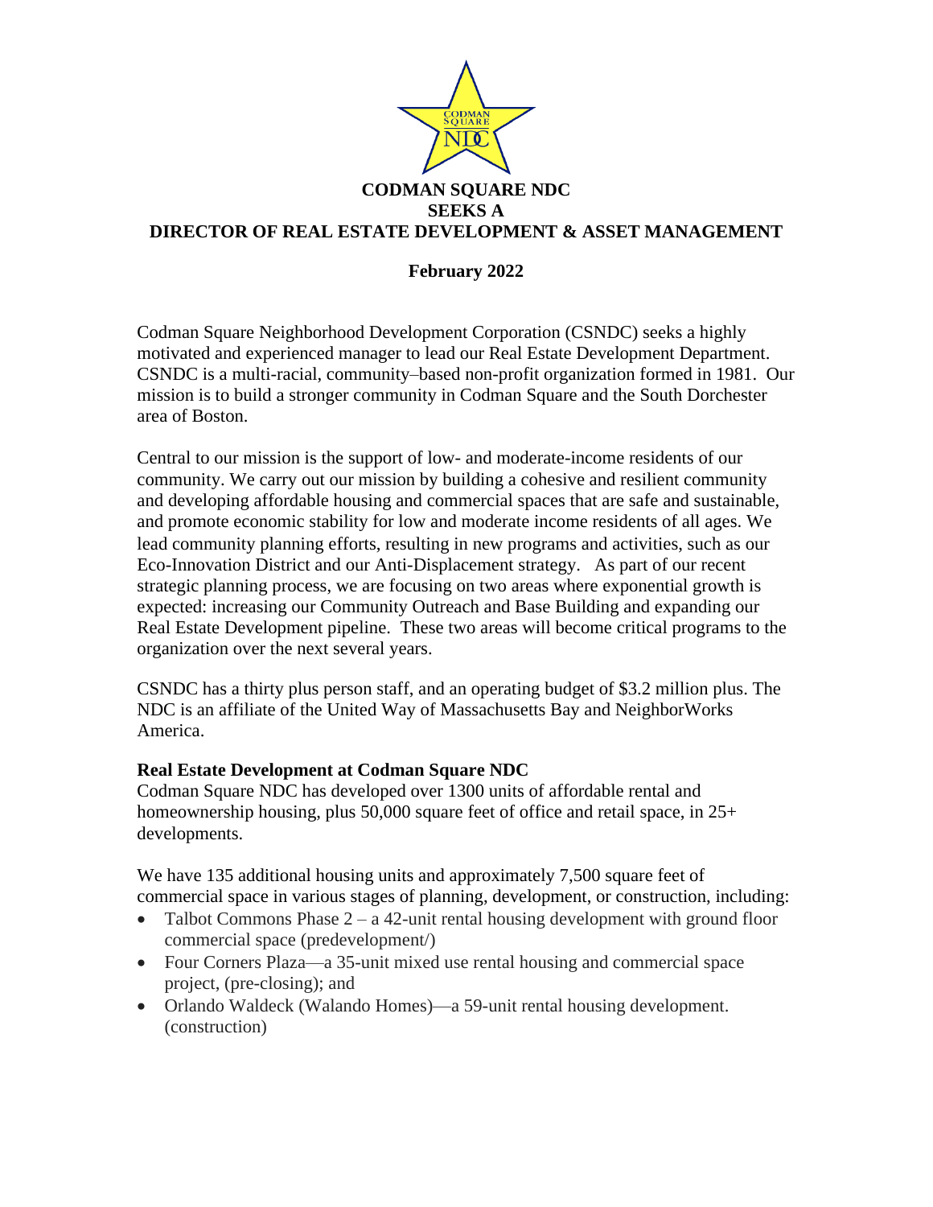# CODMAN SQUARE NDC
## SEEKS A
## DIRECTOR OF REAL ESTATE DEVELOPMENT & ASSET MANAGEMENT

**February 2022**

Codman Square Neighborhood Development Corporation (CSNDC) seeks a highly motivated and experienced manager to lead our Real Estate Development Department. CSNDC is a multi-racial, community–based non-profit organization formed in 1981. Our mission is to build a stronger community in Codman Square and the South Dorchester area of Boston.

Central to our mission is the support of low- and moderate-income residents of our community. We carry out our mission by building a cohesive and resilient community and developing affordable housing and commercial spaces that are safe and sustainable, and promote economic stability for low and moderate income residents of all ages. We lead community planning efforts, resulting in new programs and activities, such as our Eco-Innovation District and our Anti-Displacement strategy. As part of our recent strategic planning process, we are focusing on two areas where exponential growth is expected: increasing our Community Outreach and Base Building and expanding our Real Estate Development pipeline. These two areas will become critical programs to the organization over the next several years.

CSNDC has a thirty plus person staff, and an operating budget of $3.2 million plus. The NDC is an affiliate of the United Way of Massachusetts Bay and NeighborWorks America.

**Real Estate Development at Codman Square NDC**
Codman Square NDC has developed over 1300 units of affordable rental and homeownership housing, plus 50,000 square feet of office and retail space, in 25+ developments.

We have 135 additional housing units and approximately 7,500 square feet of commercial space in various stages of planning, development, or construction, including:

- Talbot Commons Phase 2 – a 42-unit rental housing development with ground floor commercial space (predevelopment/)
- Four Corners Plaza—a 35-unit mixed use rental housing and commercial space project, (pre-closing); and
- Orlando Waldeck (Walando Homes)—a 59-unit rental housing development. (construction)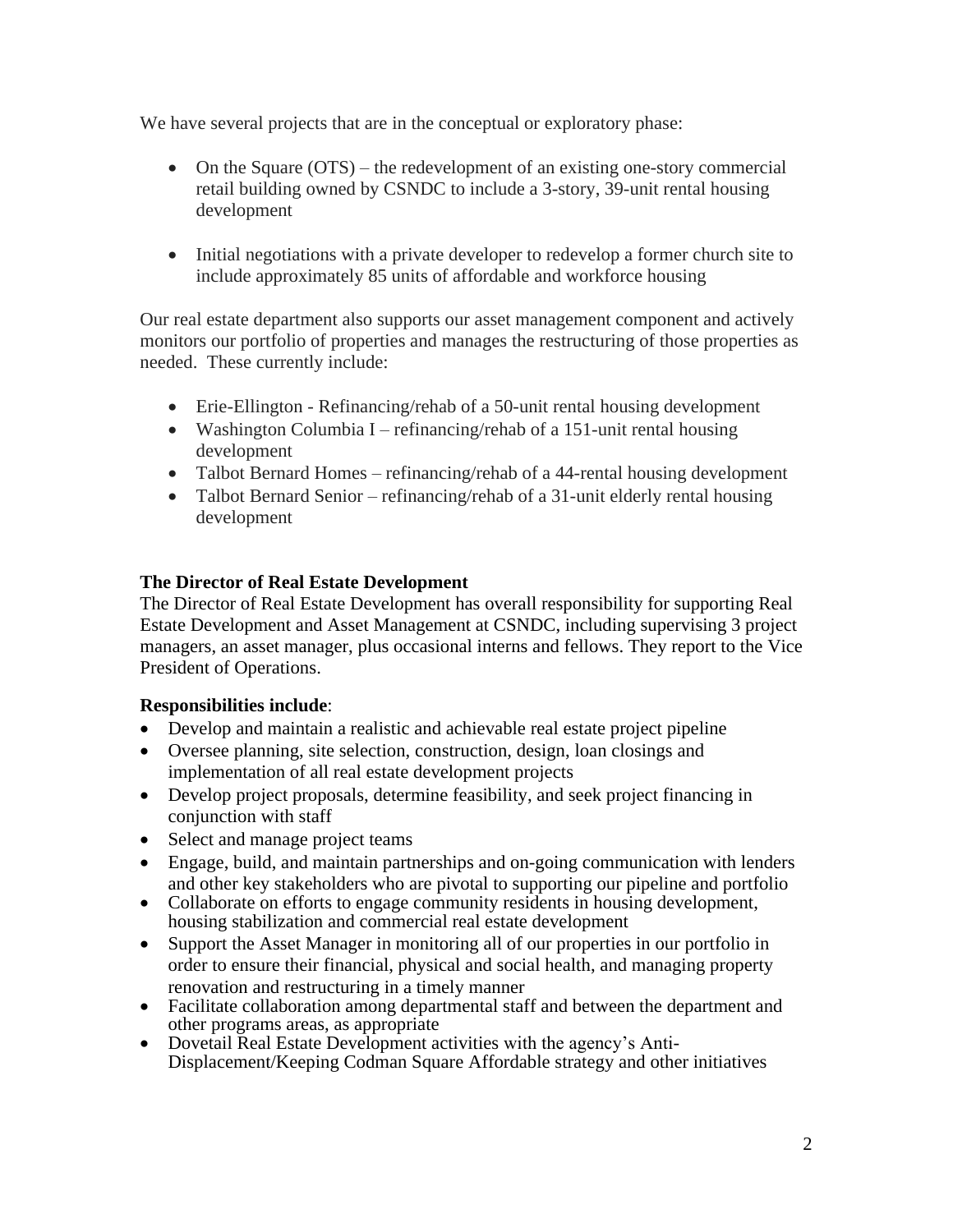We have several projects that are in the conceptual or exploratory phase:

- On the Square (OTS) – the redevelopment of an existing one-story commercial retail building owned by CSNDC to include a 3-story, 39-unit rental housing development

- Initial negotiations with a private developer to redevelop a former church site to include approximately 85 units of affordable and workforce housing

Our real estate department also supports our asset management component and actively monitors our portfolio of properties and manages the restructuring of those properties as needed. These currently include:

- Erie-Ellington - Refinancing/rehab of a 50-unit rental housing development
- Washington Columbia I – refinancing/rehab of a 151-unit rental housing development
- Talbot Bernard Homes – refinancing/rehab of a 44-rental housing development
- Talbot Bernard Senior – refinancing/rehab of a 31-unit elderly rental housing development

**The Director of Real Estate Development**

The Director of Real Estate Development has overall responsibility for supporting Real Estate Development and Asset Management at CSNDC, including supervising 3 project managers, an asset manager, plus occasional interns and fellows. They report to the Vice President of Operations.

**Responsibilities include**:

- Develop and maintain a realistic and achievable real estate project pipeline
- Oversee planning, site selection, construction, design, loan closings and implementation of all real estate development projects
- Develop project proposals, determine feasibility, and seek project financing in conjunction with staff
- Select and manage project teams
- Engage, build, and maintain partnerships and on-going communication with lenders and other key stakeholders who are pivotal to supporting our pipeline and portfolio
- Collaborate on efforts to engage community residents in housing development, housing stabilization and commercial real estate development
- Support the Asset Manager in monitoring all of our properties in our portfolio in order to ensure their financial, physical and social health, and managing property renovation and restructuring in a timely manner
- Facilitate collaboration among departmental staff and between the department and other programs areas, as appropriate
- Dovetail Real Estate Development activities with the agency's Anti-Displacement/Keeping Codman Square Affordable strategy and other initiatives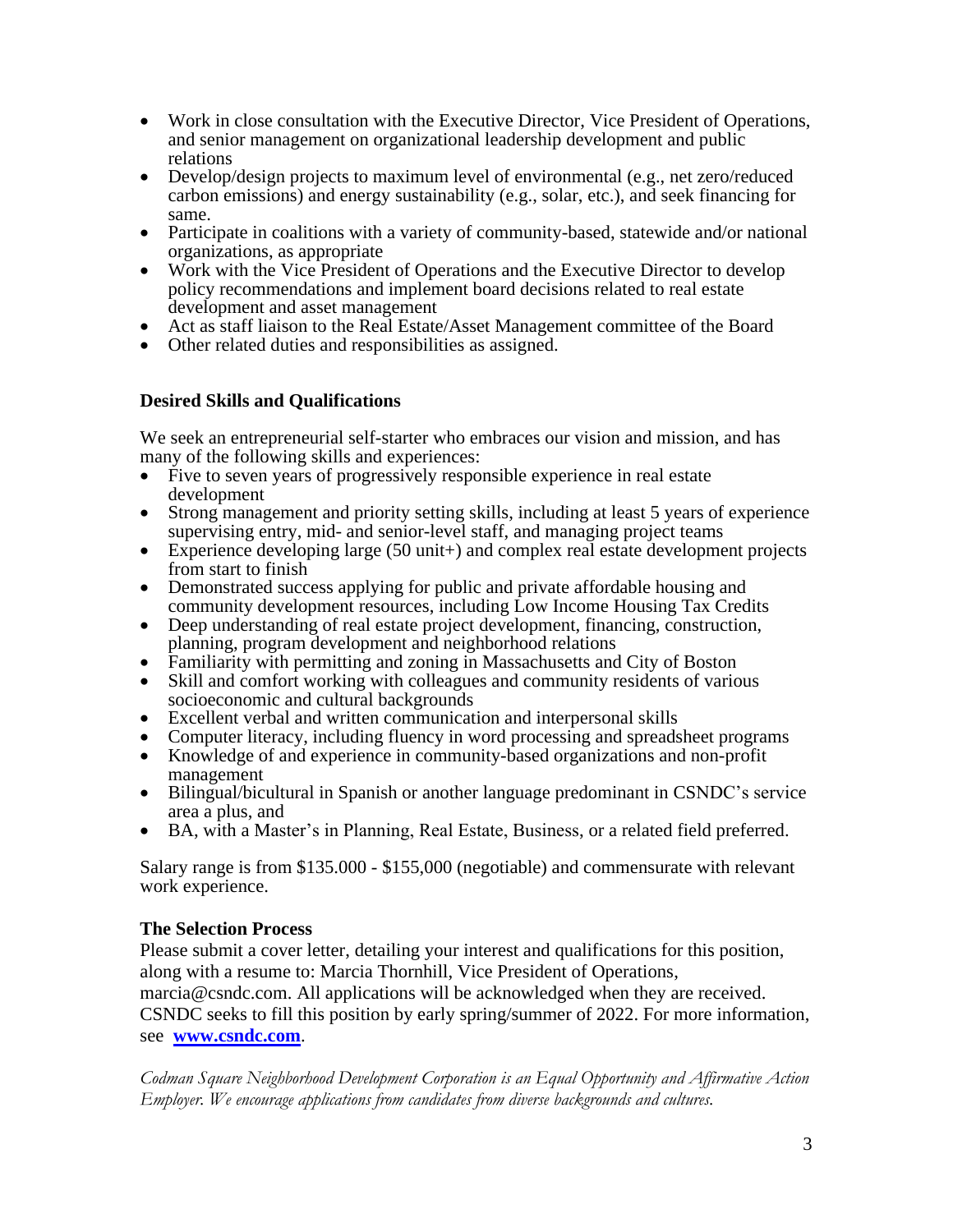- Work in close consultation with the Executive Director, Vice President of Operations, and senior management on organizational leadership development and public relations
- Develop/design projects to maximum level of environmental (e.g., net zero/reduced carbon emissions) and energy sustainability (e.g., solar, etc.), and seek financing for same.
- Participate in coalitions with a variety of community-based, statewide and/or national organizations, as appropriate
- Work with the Vice President of Operations and the Executive Director to develop policy recommendations and implement board decisions related to real estate development and asset management
- Act as staff liaison to the Real Estate/Asset Management committee of the Board
- Other related duties and responsibilities as assigned.

**Desired Skills and Qualifications**

We seek an entrepreneurial self-starter who embraces our vision and mission, and has many of the following skills and experiences:

- Five to seven years of progressively responsible experience in real estate development
- Strong management and priority setting skills, including at least 5 years of experience supervising entry, mid- and senior-level staff, and managing project teams
- Experience developing large (50 unit+) and complex real estate development projects from start to finish
- Demonstrated success applying for public and private affordable housing and community development resources, including Low Income Housing Tax Credits
- Deep understanding of real estate project development, financing, construction, planning, program development and neighborhood relations
- Familiarity with permitting and zoning in Massachusetts and City of Boston
- Skill and comfort working with colleagues and community residents of various socioeconomic and cultural backgrounds
- Excellent verbal and written communication and interpersonal skills
- Computer literacy, including fluency in word processing and spreadsheet programs
- Knowledge of and experience in community-based organizations and non-profit management
- Bilingual/bicultural in Spanish or another language predominant in CSNDC's service area a plus, and
- BA, with a Master's in Planning, Real Estate, Business, or a related field preferred.

Salary range is from $135.000 - $155,000 (negotiable) and commensurate with relevant work experience.

**The Selection Process**

Please submit a cover letter, detailing your interest and qualifications for this position, along with a resume to: Marcia Thornhill, Vice President of Operations, marcia@csndc.com. All applications will be acknowledged when they are received. CSNDC seeks to fill this position by early spring/summer of 2022. For more information, see **www.csndc.com**.

*Codman Square Neighborhood Development Corporation is an Equal Opportunity and Affirmative Action Employer. We encourage applications from candidates from diverse backgrounds and cultures.*